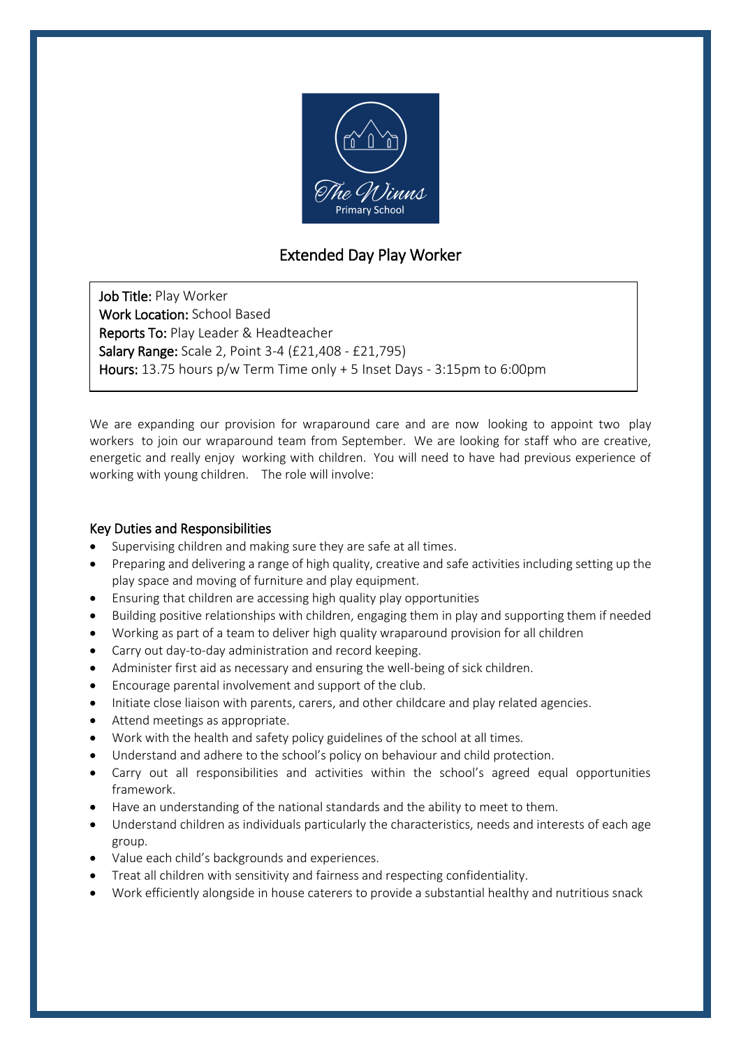# Extended Day Play Worker

**Job Title:** Play Worker
**Work Location:** School Based
**Reports To:** Play Leader & Headteacher
**Salary Range:** Scale 2, Point 3-4 (£21,408 - £21,795)
**Hours:** 13.75 hours p/w Term Time only + 5 Inset Days - 3:15pm to 6:00pm

We are expanding our provision for wraparound care and are now looking to appoint two play workers to join our wraparound team from September. We are looking for staff who are creative, energetic and really enjoy working with children. You will need to have had previous experience of working with young children. The role will involve:

## Key Duties and Responsibilities

- Supervising children and making sure they are safe at all times.
- Preparing and delivering a range of high quality, creative and safe activities including setting up the play space and moving of furniture and play equipment.
- Ensuring that children are accessing high quality play opportunities
- Building positive relationships with children, engaging them in play and supporting them if needed
- Working as part of a team to deliver high quality wraparound provision for all children
- Carry out day-to-day administration and record keeping.
- Administer first aid as necessary and ensuring the well-being of sick children.
- Encourage parental involvement and support of the club.
- Initiate close liaison with parents, carers, and other childcare and play related agencies.
- Attend meetings as appropriate.
- Work with the health and safety policy guidelines of the school at all times.
- Understand and adhere to the school's policy on behaviour and child protection.
- Carry out all responsibilities and activities within the school's agreed equal opportunities framework.
- Have an understanding of the national standards and the ability to meet to them.
- Understand children as individuals particularly the characteristics, needs and interests of each age group.
- Value each child's backgrounds and experiences.
- Treat all children with sensitivity and fairness and respecting confidentiality.
- Work efficiently alongside in house caterers to provide a substantial healthy and nutritious snack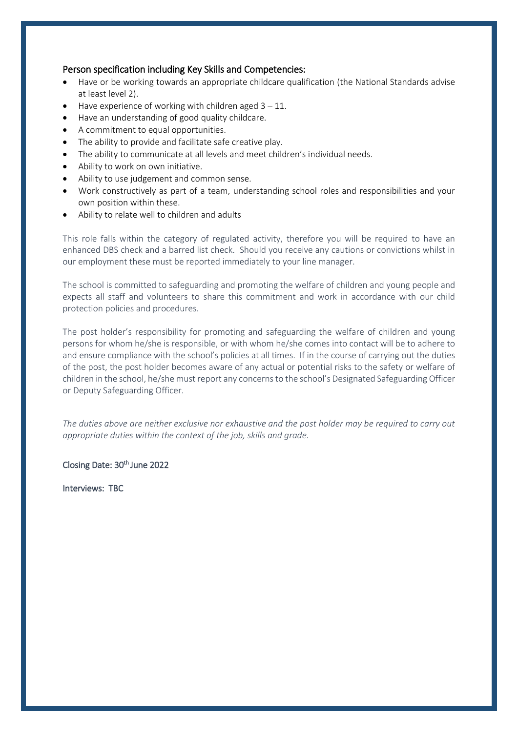## Person specification including Key Skills and Competencies:

- Have or be working towards an appropriate childcare qualification (the National Standards advise at least level 2).
- Have experience of working with children aged 3 – 11.
- Have an understanding of good quality childcare.
- A commitment to equal opportunities.
- The ability to provide and facilitate safe creative play.
- The ability to communicate at all levels and meet children's individual needs.
- Ability to work on own initiative.
- Ability to use judgement and common sense.
- Work constructively as part of a team, understanding school roles and responsibilities and your own position within these.
- Ability to relate well to children and adults

This role falls within the category of regulated activity, therefore you will be required to have an enhanced DBS check and a barred list check. Should you receive any cautions or convictions whilst in our employment these must be reported immediately to your line manager.

The school is committed to safeguarding and promoting the welfare of children and young people and expects all staff and volunteers to share this commitment and work in accordance with our child protection policies and procedures.

The post holder's responsibility for promoting and safeguarding the welfare of children and young persons for whom he/she is responsible, or with whom he/she comes into contact will be to adhere to and ensure compliance with the school's policies at all times. If in the course of carrying out the duties of the post, the post holder becomes aware of any actual or potential risks to the safety or welfare of children in the school, he/she must report any concerns to the school's Designated Safeguarding Officer or Deputy Safeguarding Officer.

*The duties above are neither exclusive nor exhaustive and the post holder may be required to carry out appropriate duties within the context of the job, skills and grade.*

Closing Date: 30th June 2022

Interviews: TBC